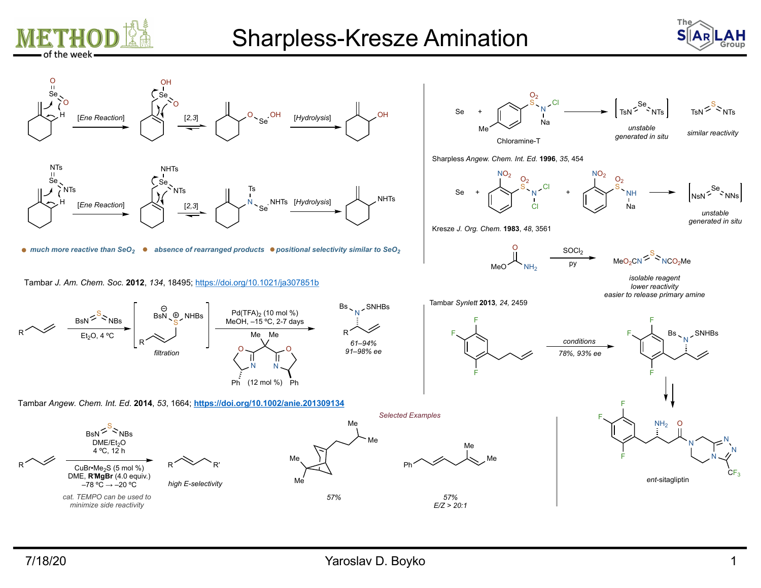# Sharpless-Kresze Amination

[Ene Reaction] → [2,3] → [Hydrolysis]

[Ene Reaction] → [2,3] → [Hydrolysis]

- *much more reactive than $SeO_2$*
- *absence of rearranged products*
- *positional selectivity similar to $SeO_2$*

Se + Chloramine-T → [TsN=Se=NTs] *unstable generated in situ*; TsN=S=NTs *similar reactivity*

Sharpless *Angew. Chem. Int. Ed.* **1996**, *35*, 454

Se + ($o$-$NO_2C_6H_4SO_2NCl_2$) + ($o$-$NO_2C_6H_4SO_2NHNa$) → [NsN=Se=NNs] *unstable generated in situ*

Kresze *J. Org. Chem.* **1983**, *48*, 3561

MeO(C=O)$NH_2$ —$SOCl_2$, py→ $MeO_2CN$=S=$NCO_2Me$

*isolable reagent*
*lower reactivity*
*easier to release primary amine*

Tambar *J. Am. Chem. Soc.* **2012**, *134*, 18495; https://doi.org/10.1021/ja307851b

R-allyl + BsN=S=NBs ($Et_2O$, 4 °C) → [intermediate] *filtration* → $Pd(TFA)_2$ (10 mol %), MeOH, –15 °C, 2-7 days, bisoxazoline ligand (12 mol %) → allylic N(Bs)SNHBs product

*61–94%*
*91–98% ee*

Tambar *Synlett* **2013**, *24*, 2459

*conditions* 78%, 93% ee → *ent*-sitagliptin

Tambar *Angew. Chem. Int. Ed.* **2014**, *53*, 1664; **https://doi.org/10.1002/anie.201309134**

R-allyl → BsN=S=NBs, DME/$Et_2O$, 4 ºC, 12 h; $CuBr•Me_2S$ (5 mol %), DME, **R'MgBr** (4.0 equiv.), –78 ºC → –20 ºC → R-CH=CH-CH$_2$-R' *high E-selectivity*

*cat. TEMPO can be used to minimize side reactivity*

*Selected Examples*

*57%*

*57%*
*E/Z > 20:1*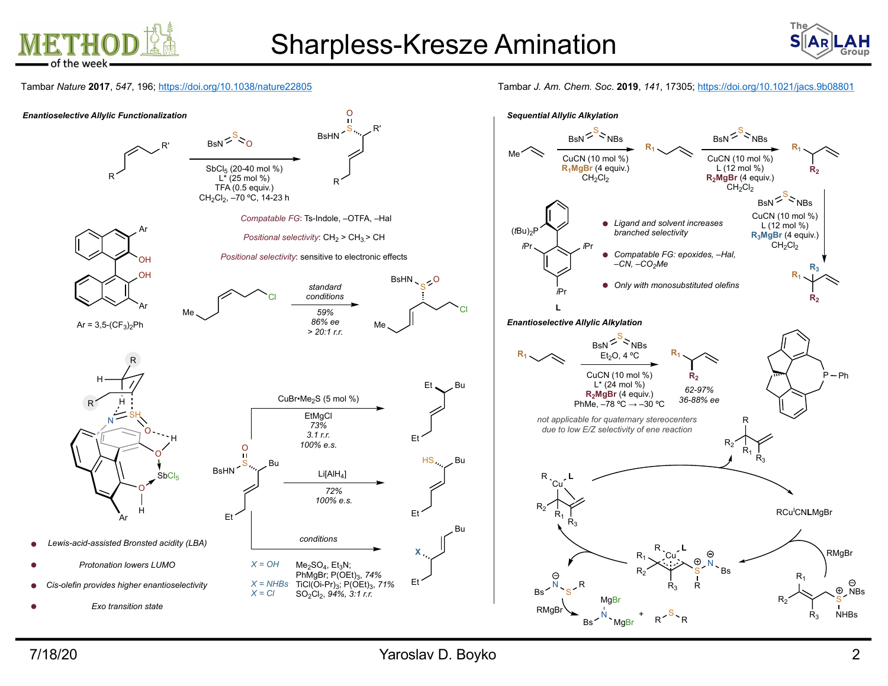# Sharpless-Kresze Amination

Tambar *Nature* **2017**, *547*, 196; https://doi.org/10.1038/nature22805

Tambar *J. Am. Chem. Soc.* **2019**, *141*, 17305; https://doi.org/10.1021/jacs.9b08801

## *Enantioselective Allylic Functionalization*

BsN=S=O

$SbCl_5$ (20-40 mol %)
L* (25 mol %)
TFA (0.5 equiv.)
$CH_2Cl_2$, –70 ºC, 14-23 h

Ar = 3,5-$(CF_3)_2$Ph

*Compatable FG*: Ts-Indole, –OTFA, –Hal

*Positional selectivity*: $CH_2$ > $CH_3$ > CH

*Positional selectivity*: sensitive to electronic effects

standard conditions
59%
86% ee
> 20:1 r.r.

- Lewis-acid-assisted Bronsted acidity (LBA)
- Protonation lowers LUMO
- Cis-olefin provides higher enantioselectivity
- Exo transition state

CuBr•$Me_2S$ (5 mol %)
EtMgCl
73%
3.1 r.r.
100% e.s.

Li[$AlH_4$]
72%
100% e.s.

conditions

X = OH: $Me_2SO_4$, $Et_3N$; PhMgBr; $P(OEt)_3$, 74%
X = NHBs: $TiCl(Oi\text{-}Pr)_3$; $P(OEt)_3$, 71%
X = Cl: $SO_2Cl_2$, 94%, 3:1 r.r.

## *Sequential Allylic Alkylation*

BsN=S=NBs
CuCN (10 mol %)
$R_1MgBr$ (4 equiv.)
$CH_2Cl_2$

BsN=S=NBs
CuCN (10 mol %)
L (12 mol %)
$R_2MgBr$ (4 equiv.)
$CH_2Cl_2$

BsN=S=NBs
CuCN (10 mol %)
L (12 mol %)
$R_3MgBr$ (4 equiv.)
$CH_2Cl_2$

- Ligand and solvent increases branched selectivity
- Compatable FG: epoxides, –Hal, –CN, –$CO_2$Me
- Only with monosubstituted olefins

## *Enantioselective Allylic Alkylation*

BsN=S=NBs
$Et_2O$, 4 ºC

CuCN (10 mol %)
L* (24 mol %)
$R_2MgBr$ (4 equiv.)
PhMe, –78 ºC → –30 ºC

62-97%
36-88% ee

*not applicable for quaternary stereocenters due to low E/Z selectivity of ene reaction*

$RCu^ICNLMgBr$

RMgBr

RMgBr

Yaroslav D. Boyko

7/18/20